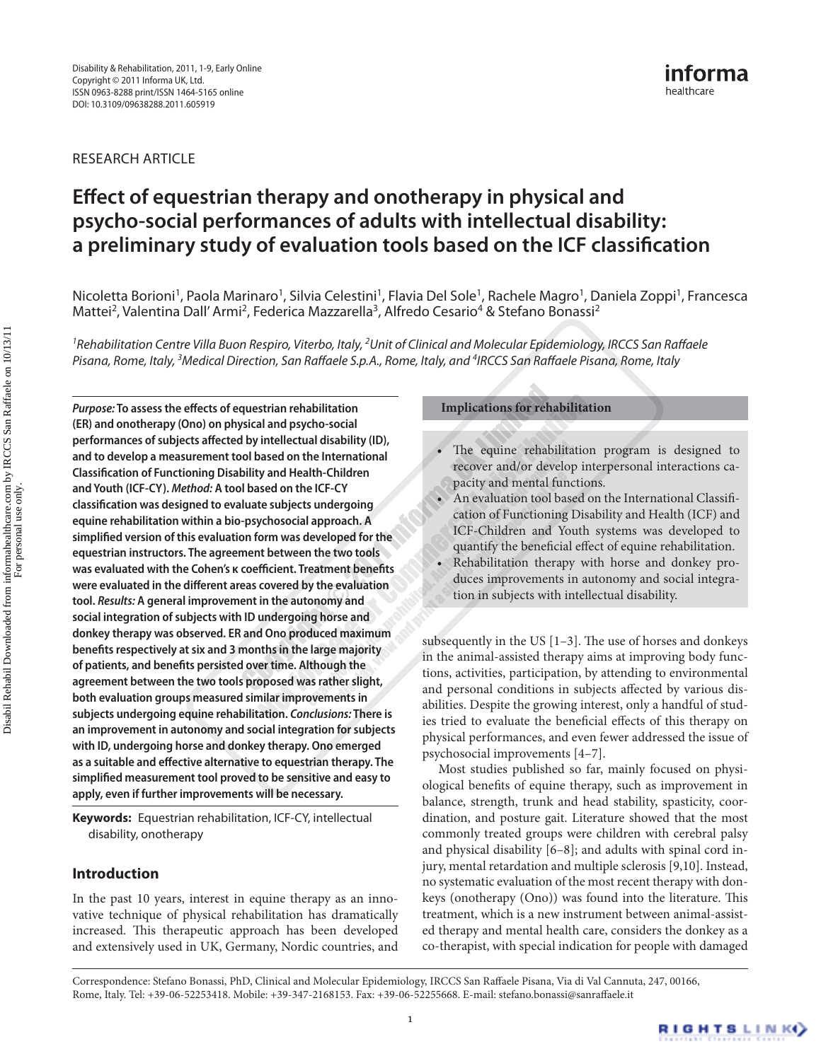RESEARCH ARTICLE

# Effect of equestrian therapy and onotherapy in physical and psycho-social performances of adults with intellectual disability: a preliminary study of evaluation tools based on the ICF classification

Nicoletta Borioni[1], Paola Marinaro[1], Silvia Celestini[1], Flavia Del Sole[1], Rachele Magro[1], Daniela Zoppi[1], Francesca Mattei[2], Valentina Dall' Armi[2], Federica Mazzarella[3], Alfredo Cesario[4] & Stefano Bonassi[2]

*[1]Rehabilitation Centre Villa Buon Respiro, Viterbo, Italy, [2]Unit of Clinical and Molecular Epidemiology, IRCCS San Raffaele Pisana, Rome, Italy, [3]Medical Direction, San Raffaele S.p.A., Rome, Italy, and [4]IRCCS San Raffaele Pisana, Rome, Italy*

***Purpose:*** **To assess the effects of equestrian rehabilitation (ER) and onotherapy (Ono) on physical and psycho-social performances of subjects affected by intellectual disability (ID), and to develop a measurement tool based on the International Classification of Functioning Disability and Health-Children and Youth (ICF-CY).** ***Method:*** **A tool based on the ICF-CY classification was designed to evaluate subjects undergoing equine rehabilitation within a bio-psychosocial approach. A simplified version of this evaluation form was developed for the equestrian instructors. The agreement between the two tools was evaluated with the Cohen's κ coefficient. Treatment benefits were evaluated in the different areas covered by the evaluation tool.** ***Results:*** **A general improvement in the autonomy and social integration of subjects with ID undergoing horse and donkey therapy was observed. ER and Ono produced maximum benefits respectively at six and 3 months in the large majority of patients, and benefits persisted over time. Although the agreement between the two tools proposed was rather slight, both evaluation groups measured similar improvements in subjects undergoing equine rehabilitation.** ***Conclusions:*** **There is an improvement in autonomy and social integration for subjects with ID, undergoing horse and donkey therapy. Ono emerged as a suitable and effective alternative to equestrian therapy. The simplified measurement tool proved to be sensitive and easy to apply, even if further improvements will be necessary.**

**Keywords:** Equestrian rehabilitation, ICF-CY, intellectual disability, onotherapy

**Implications for rehabilitation**

- The equine rehabilitation program is designed to recover and/or develop interpersonal interactions capacity and mental functions.
- An evaluation tool based on the International Classification of Functioning Disability and Health (ICF) and ICF-Children and Youth systems was developed to quantify the beneficial effect of equine rehabilitation.
- Rehabilitation therapy with horse and donkey produces improvements in autonomy and social integration in subjects with intellectual disability.

## Introduction

In the past 10 years, interest in equine therapy as an innovative technique of physical rehabilitation has dramatically increased. This therapeutic approach has been developed and extensively used in UK, Germany, Nordic countries, and subsequently in the US [1–3]. The use of horses and donkeys in the animal-assisted therapy aims at improving body functions, activities, participation, by attending to environmental and personal conditions in subjects affected by various disabilities. Despite the growing interest, only a handful of studies tried to evaluate the beneficial effects of this therapy on physical performances, and even fewer addressed the issue of psychosocial improvements [4–7].

Most studies published so far, mainly focused on physiological benefits of equine therapy, such as improvement in balance, strength, trunk and head stability, spasticity, coordination, and posture gait. Literature showed that the most commonly treated groups were children with cerebral palsy and physical disability [6–8]; and adults with spinal cord injury, mental retardation and multiple sclerosis [9,10]. Instead, no systematic evaluation of the most recent therapy with donkeys (onotherapy (Ono)) was found into the literature. This treatment, which is a new instrument between animal-assisted therapy and mental health care, considers the donkey as a co-therapist, with special indication for people with damaged

Correspondence: Stefano Bonassi, PhD, Clinical and Molecular Epidemiology, IRCCS San Raffaele Pisana, Via di Val Cannuta, 247, 00166, Rome, Italy. Tel: +39-06-52253418. Mobile: +39-347-2168153. Fax: +39-06-52255668. E-mail: stefano.bonassi@sanraffaele.it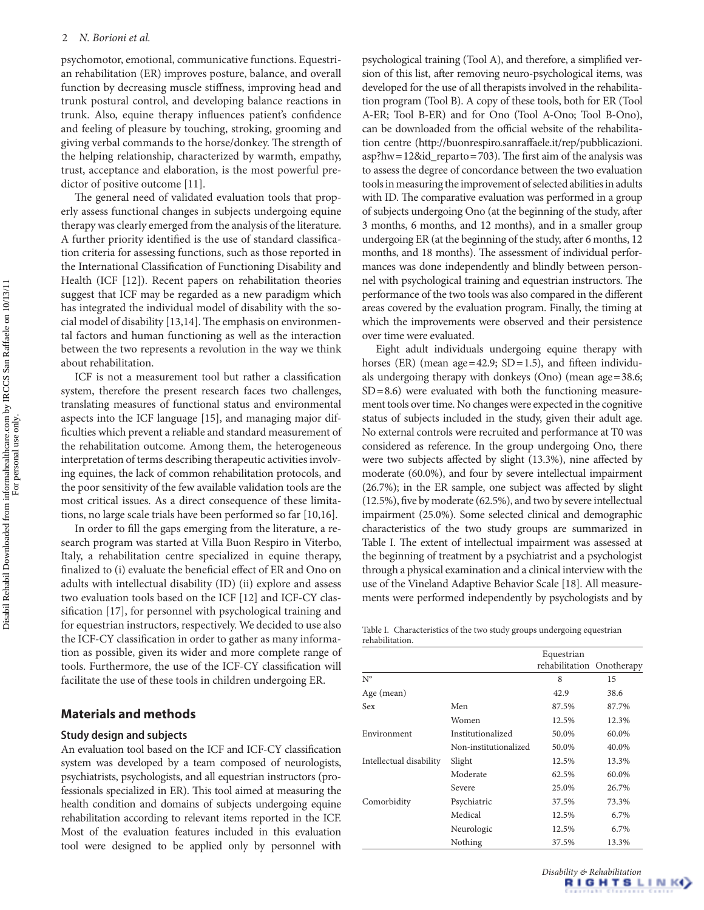psychomotor, emotional, communicative functions. Equestrian rehabilitation (ER) improves posture, balance, and overall function by decreasing muscle stiffness, improving head and trunk postural control, and developing balance reactions in trunk. Also, equine therapy influences patient's confidence and feeling of pleasure by touching, stroking, grooming and giving verbal commands to the horse/donkey. The strength of the helping relationship, characterized by warmth, empathy, trust, acceptance and elaboration, is the most powerful predictor of positive outcome [11].

The general need of validated evaluation tools that properly assess functional changes in subjects undergoing equine therapy was clearly emerged from the analysis of the literature. A further priority identified is the use of standard classification criteria for assessing functions, such as those reported in the International Classification of Functioning Disability and Health (ICF [12]). Recent papers on rehabilitation theories suggest that ICF may be regarded as a new paradigm which has integrated the individual model of disability with the social model of disability [13,14]. The emphasis on environmental factors and human functioning as well as the interaction between the two represents a revolution in the way we think about rehabilitation.

ICF is not a measurement tool but rather a classification system, therefore the present research faces two challenges, translating measures of functional status and environmental aspects into the ICF language [15], and managing major difficulties which prevent a reliable and standard measurement of the rehabilitation outcome. Among them, the heterogeneous interpretation of terms describing therapeutic activities involving equines, the lack of common rehabilitation protocols, and the poor sensitivity of the few available validation tools are the most critical issues. As a direct consequence of these limitations, no large scale trials have been performed so far [10,16].

In order to fill the gaps emerging from the literature, a research program was started at Villa Buon Respiro in Viterbo, Italy, a rehabilitation centre specialized in equine therapy, finalized to (i) evaluate the beneficial effect of ER and Ono on adults with intellectual disability (ID) (ii) explore and assess two evaluation tools based on the ICF [12] and ICF-CY classification [17], for personnel with psychological training and for equestrian instructors, respectively. We decided to use also the ICF-CY classification in order to gather as many information as possible, given its wider and more complete range of tools. Furthermore, the use of the ICF-CY classification will facilitate the use of these tools in children undergoing ER.

## Materials and methods

### Study design and subjects

An evaluation tool based on the ICF and ICF-CY classification system was developed by a team composed of neurologists, psychiatrists, psychologists, and all equestrian instructors (professionals specialized in ER). This tool aimed at measuring the health condition and domains of subjects undergoing equine rehabilitation according to relevant items reported in the ICF. Most of the evaluation features included in this evaluation tool were designed to be applied only by personnel with psychological training (Tool A), and therefore, a simplified version of this list, after removing neuro-psychological items, was developed for the use of all therapists involved in the rehabilitation program (Tool B). A copy of these tools, both for ER (Tool A-ER; Tool B-ER) and for Ono (Tool A-Ono; Tool B-Ono), can be downloaded from the official website of the rehabilitation centre (http://buonrespiro.sanraffaele.it/rep/pubblicazioni.asp?hw=12&id_reparto=703). The first aim of the analysis was to assess the degree of concordance between the two evaluation tools in measuring the improvement of selected abilities in adults with ID. The comparative evaluation was performed in a group of subjects undergoing Ono (at the beginning of the study, after 3 months, 6 months, and 12 months), and in a smaller group undergoing ER (at the beginning of the study, after 6 months, 12 months, and 18 months). The assessment of individual performances was done independently and blindly between personnel with psychological training and equestrian instructors. The performance of the two tools was also compared in the different areas covered by the evaluation program. Finally, the timing at which the improvements were observed and their persistence over time were evaluated.

Eight adult individuals undergoing equine therapy with horses (ER) (mean age = 42.9; SD = 1.5), and fifteen individuals undergoing therapy with donkeys (Ono) (mean age = 38.6; SD = 8.6) were evaluated with both the functioning measurement tools over time. No changes were expected in the cognitive status of subjects included in the study, given their adult age. No external controls were recruited and performance at T0 was considered as reference. In the group undergoing Ono, there were two subjects affected by slight (13.3%), nine affected by moderate (60.0%), and four by severe intellectual impairment (26.7%); in the ER sample, one subject was affected by slight (12.5%), five by moderate (62.5%), and two by severe intellectual impairment (25.0%). Some selected clinical and demographic characteristics of the two study groups are summarized in Table I. The extent of intellectual impairment was assessed at the beginning of treatment by a psychiatrist and a psychologist through a physical examination and a clinical interview with the use of the Vineland Adaptive Behavior Scale [18]. All measurements were performed independently by psychologists and by

Table I. Characteristics of the two study groups undergoing equestrian rehabilitation.

| | | Equestrian rehabilitation | Onotherapy |
|---|---|---|---|
| N° | | 8 | 15 |
| Age (mean) | | 42.9 | 38.6 |
| Sex | Men | 87.5% | 87.7% |
| | Women | 12.5% | 12.3% |
| Environment | Institutionalized | 50.0% | 60.0% |
| | Non-institutionalized | 50.0% | 40.0% |
| Intellectual disability | Slight | 12.5% | 13.3% |
| | Moderate | 62.5% | 60.0% |
| | Severe | 25.0% | 26.7% |
| Comorbidity | Psychiatric | 37.5% | 73.3% |
| | Medical | 12.5% | 6.7% |
| | Neurologic | 12.5% | 6.7% |
| | Nothing | 37.5% | 13.3% |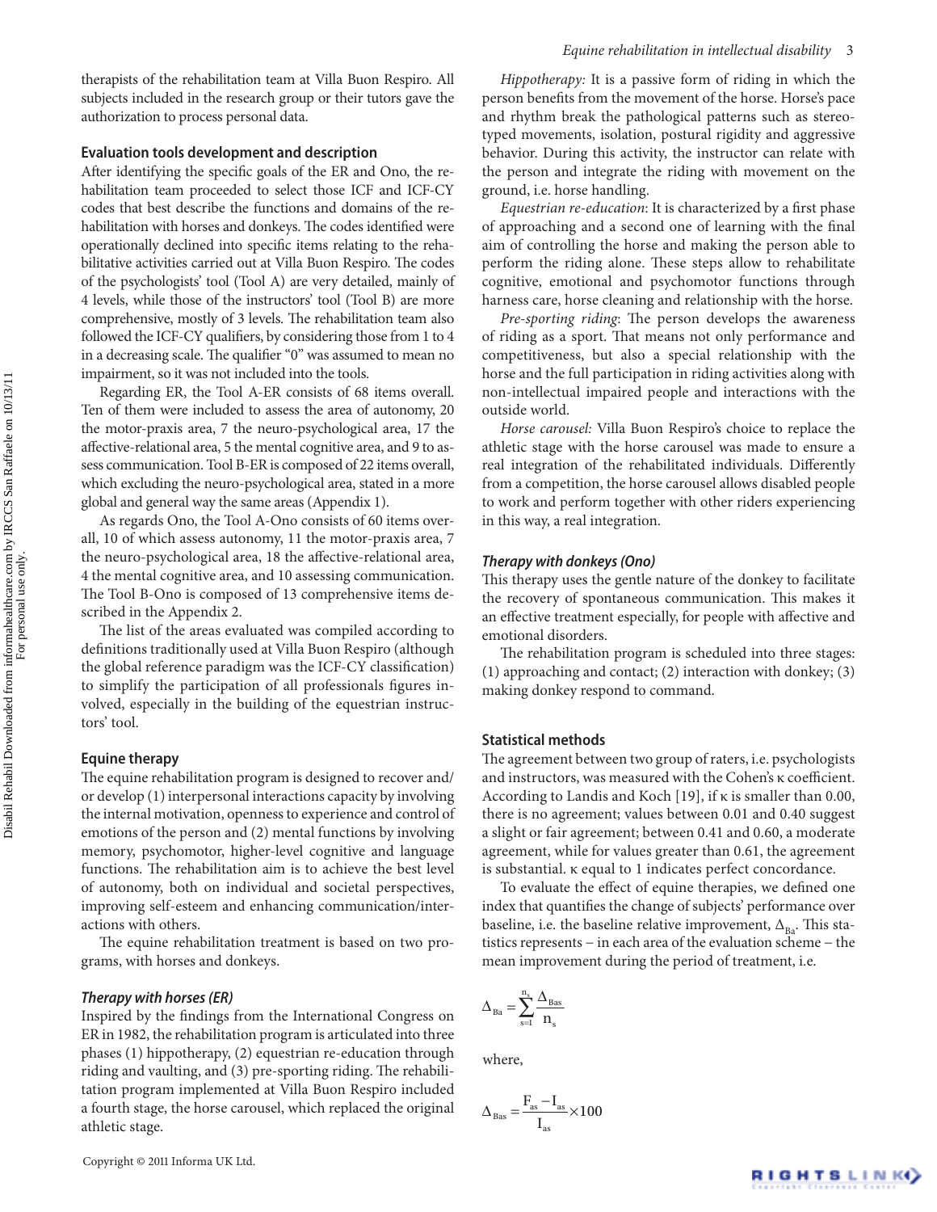therapists of the rehabilitation team at Villa Buon Respiro. All subjects included in the research group or their tutors gave the authorization to process personal data.

### Evaluation tools development and description

After identifying the specific goals of the ER and Ono, the rehabilitation team proceeded to select those ICF and ICF-CY codes that best describe the functions and domains of the rehabilitation with horses and donkeys. The codes identified were operationally declined into specific items relating to the rehabilitative activities carried out at Villa Buon Respiro. The codes of the psychologists' tool (Tool A) are very detailed, mainly of 4 levels, while those of the instructors' tool (Tool B) are more comprehensive, mostly of 3 levels. The rehabilitation team also followed the ICF-CY qualifiers, by considering those from 1 to 4 in a decreasing scale. The qualifier "0" was assumed to mean no impairment, so it was not included into the tools.

Regarding ER, the Tool A-ER consists of 68 items overall. Ten of them were included to assess the area of autonomy, 20 the motor-praxis area, 7 the neuro-psychological area, 17 the affective-relational area, 5 the mental cognitive area, and 9 to assess communication. Tool B-ER is composed of 22 items overall, which excluding the neuro-psychological area, stated in a more global and general way the same areas (Appendix 1).

As regards Ono, the Tool A-Ono consists of 60 items overall, 10 of which assess autonomy, 11 the motor-praxis area, 7 the neuro-psychological area, 18 the affective-relational area, 4 the mental cognitive area, and 10 assessing communication. The Tool B-Ono is composed of 13 comprehensive items described in the Appendix 2.

The list of the areas evaluated was compiled according to definitions traditionally used at Villa Buon Respiro (although the global reference paradigm was the ICF-CY classification) to simplify the participation of all professionals figures involved, especially in the building of the equestrian instructors' tool.

### Equine therapy

The equine rehabilitation program is designed to recover and/or develop (1) interpersonal interactions capacity by involving the internal motivation, openness to experience and control of emotions of the person and (2) mental functions by involving memory, psychomotor, higher-level cognitive and language functions. The rehabilitation aim is to achieve the best level of autonomy, both on individual and societal perspectives, improving self-esteem and enhancing communication/interactions with others.

The equine rehabilitation treatment is based on two programs, with horses and donkeys.

#### *Therapy with horses (ER)*

Inspired by the findings from the International Congress on ER in 1982, the rehabilitation program is articulated into three phases (1) hippotherapy, (2) equestrian re-education through riding and vaulting, and (3) pre-sporting riding. The rehabilitation program implemented at Villa Buon Respiro included a fourth stage, the horse carousel, which replaced the original athletic stage.

*Hippotherapy:* It is a passive form of riding in which the person benefits from the movement of the horse. Horse's pace and rhythm break the pathological patterns such as stereotyped movements, isolation, postural rigidity and aggressive behavior. During this activity, the instructor can relate with the person and integrate the riding with movement on the ground, i.e. horse handling.

*Equestrian re-education*: It is characterized by a first phase of approaching and a second one of learning with the final aim of controlling the horse and making the person able to perform the riding alone. These steps allow to rehabilitate cognitive, emotional and psychomotor functions through harness care, horse cleaning and relationship with the horse.

*Pre-sporting riding*: The person develops the awareness of riding as a sport. That means not only performance and competitiveness, but also a special relationship with the horse and the full participation in riding activities along with non-intellectual impaired people and interactions with the outside world.

*Horse carousel:* Villa Buon Respiro's choice to replace the athletic stage with the horse carousel was made to ensure a real integration of the rehabilitated individuals. Differently from a competition, the horse carousel allows disabled people to work and perform together with other riders experiencing in this way, a real integration.

#### *Therapy with donkeys (Ono)*

This therapy uses the gentle nature of the donkey to facilitate the recovery of spontaneous communication. This makes it an effective treatment especially, for people with affective and emotional disorders.

The rehabilitation program is scheduled into three stages: (1) approaching and contact; (2) interaction with donkey; (3) making donkey respond to command.

### Statistical methods

The agreement between two group of raters, i.e. psychologists and instructors, was measured with the Cohen's κ coefficient. According to Landis and Koch [19], if κ is smaller than 0.00, there is no agreement; values between 0.01 and 0.40 suggest a slight or fair agreement; between 0.41 and 0.60, a moderate agreement, while for values greater than 0.61, the agreement is substantial. κ equal to 1 indicates perfect concordance.

To evaluate the effect of equine therapies, we defined one index that quantifies the change of subjects' performance over baseline, i.e. the baseline relative improvement, $\Delta_{Ba}$. This statistics represents – in each area of the evaluation scheme – the mean improvement during the period of treatment, i.e.

$$\Delta_{Ba} = \sum_{s=1}^{n_s} \frac{\Delta_{Bas}}{n_s}$$

where,

$$\Delta_{Bas} = \frac{F_{as} - I_{as}}{I_{as}} \times 100$$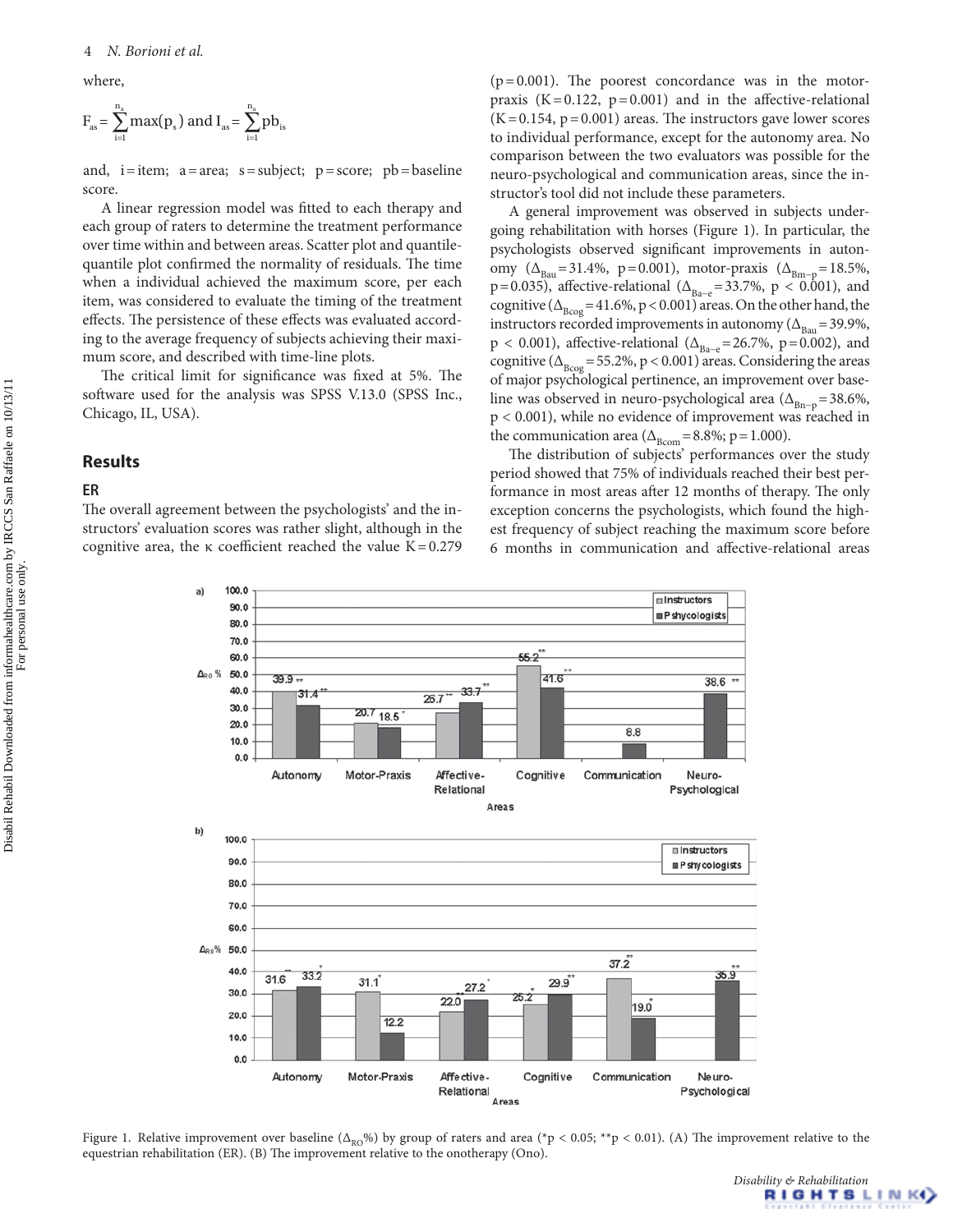where,

$$F_{as} = \sum_{i=1}^{n_a} \max(p_s) \text{ and } I_{as} = \sum_{i=1}^{n_a} pb_{is}$$

and, i = item; a = area; s = subject; p = score; pb = baseline score.

A linear regression model was fitted to each therapy and each group of raters to determine the treatment performance over time within and between areas. Scatter plot and quantile-quantile plot confirmed the normality of residuals. The time when a individual achieved the maximum score, per each item, was considered to evaluate the timing of the treatment effects. The persistence of these effects was evaluated according to the average frequency of subjects achieving their maximum score, and described with time-line plots.

The critical limit for significance was fixed at 5%. The software used for the analysis was SPSS V.13.0 (SPSS Inc., Chicago, IL, USA).

## Results

### ER

The overall agreement between the psychologists' and the instructors' evaluation scores was rather slight, although in the cognitive area, the κ coefficient reached the value K = 0.279 (p = 0.001). The poorest concordance was in the motor-praxis (K = 0.122, p = 0.001) and in the affective-relational (K = 0.154, p = 0.001) areas. The instructors gave lower scores to individual performance, except for the autonomy area. No comparison between the two evaluators was possible for the neuro-psychological and communication areas, since the instructor's tool did not include these parameters.

A general improvement was observed in subjects undergoing rehabilitation with horses (Figure 1). In particular, the psychologists observed significant improvements in autonomy ($\Delta_{Bau}$ = 31.4%, p = 0.001), motor-praxis ($\Delta_{Bm-p}$ = 18.5%, p = 0.035), affective-relational ($\Delta_{Ba-e}$ = 33.7%, p < 0.001), and cognitive ($\Delta_{Bcog}$ = 41.6%, p < 0.001) areas. On the other hand, the instructors recorded improvements in autonomy ($\Delta_{Bau}$ = 39.9%, p < 0.001), affective-relational ($\Delta_{Ba-e}$ = 26.7%, p = 0.002), and cognitive ($\Delta_{Bcog}$ = 55.2%, p < 0.001) areas. Considering the areas of major psychological pertinence, an improvement over baseline was observed in neuro-psychological area ($\Delta_{Bn-p}$ = 38.6%, p < 0.001), while no evidence of improvement was reached in the communication area ($\Delta_{Bcom}$ = 8.8%; p = 1.000).

The distribution of subjects' performances over the study period showed that 75% of individuals reached their best performance in most areas after 12 months of therapy. The only exception concerns the psychologists, which found the highest frequency of subject reaching the maximum score before 6 months in communication and affective-relational areas

Figure 1. Relative improvement over baseline ($\Delta_{RO}$%) by group of raters and area (*p < 0.05; **p < 0.01). (A) The improvement relative to the equestrian rehabilitation (ER). (B) The improvement relative to the onotherapy (Ono).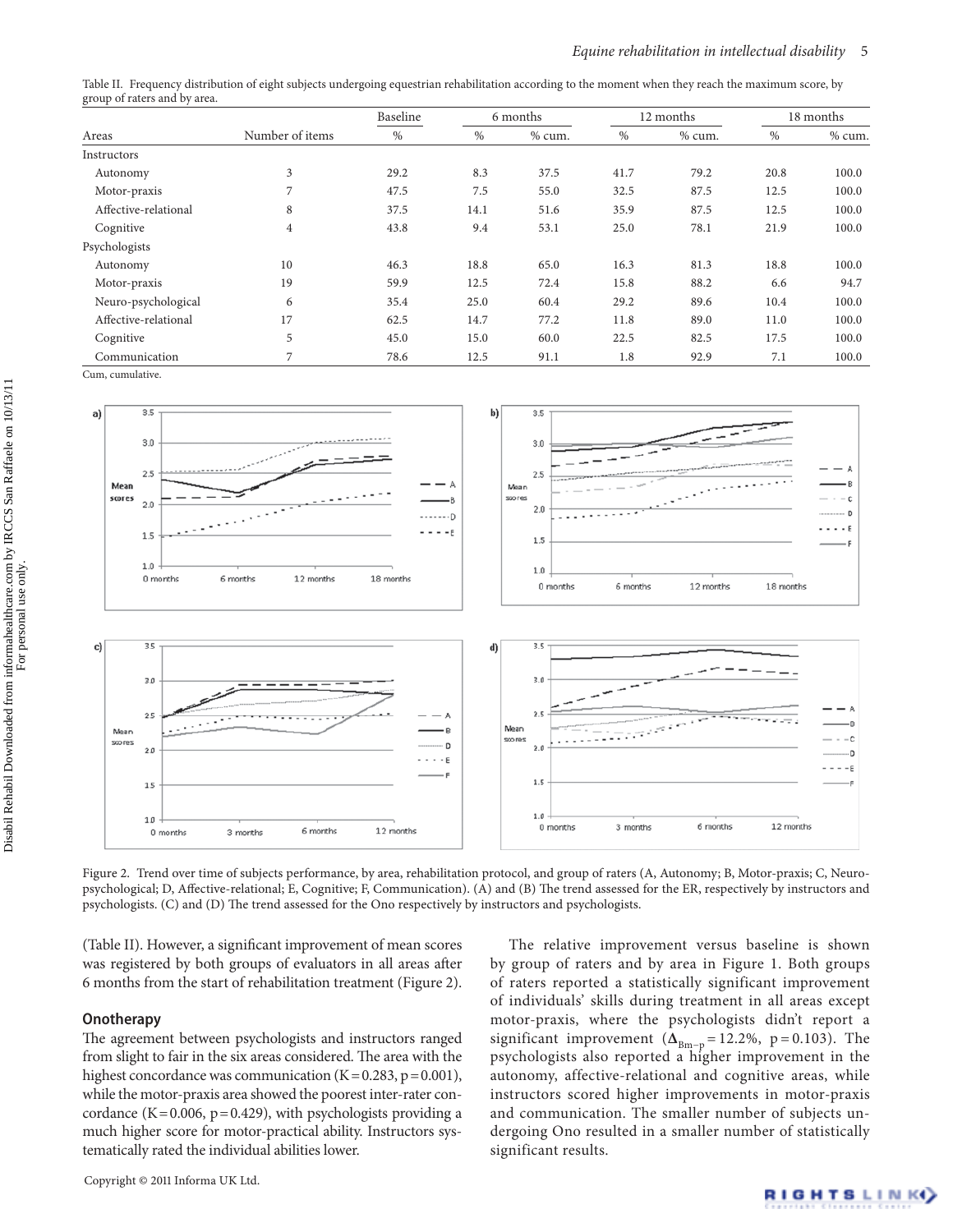Table II. Frequency distribution of eight subjects undergoing equestrian rehabilitation according to the moment when they reach the maximum score, by group of raters and by area.

| Areas | Number of items | Baseline | 6 months | | 12 months | | 18 months | |
|---|---|---|---|---|---|---|---|---|
| | | % | % | % cum. | % | % cum. | % | % cum. |
| Instructors | | | | | | | | |
| Autonomy | 3 | 29.2 | 8.3 | 37.5 | 41.7 | 79.2 | 20.8 | 100.0 |
| Motor-praxis | 7 | 47.5 | 7.5 | 55.0 | 32.5 | 87.5 | 12.5 | 100.0 |
| Affective-relational | 8 | 37.5 | 14.1 | 51.6 | 35.9 | 87.5 | 12.5 | 100.0 |
| Cognitive | 4 | 43.8 | 9.4 | 53.1 | 25.0 | 78.1 | 21.9 | 100.0 |
| Psychologists | | | | | | | | |
| Autonomy | 10 | 46.3 | 18.8 | 65.0 | 16.3 | 81.3 | 18.8 | 100.0 |
| Motor-praxis | 19 | 59.9 | 12.5 | 72.4 | 15.8 | 88.2 | 6.6 | 94.7 |
| Neuro-psychological | 6 | 35.4 | 25.0 | 60.4 | 29.2 | 89.6 | 10.4 | 100.0 |
| Affective-relational | 17 | 62.5 | 14.7 | 77.2 | 11.8 | 89.0 | 11.0 | 100.0 |
| Cognitive | 5 | 45.0 | 15.0 | 60.0 | 22.5 | 82.5 | 17.5 | 100.0 |
| Communication | 7 | 78.6 | 12.5 | 91.1 | 1.8 | 92.9 | 7.1 | 100.0 |

Cum, cumulative.

Figure 2. Trend over time of subjects performance, by area, rehabilitation protocol, and group of raters (A, Autonomy; B, Motor-praxis; C, Neuro-psychological; D, Affective-relational; E, Cognitive; F, Communication). (A) and (B) The trend assessed for the ER, respectively by instructors and psychologists. (C) and (D) The trend assessed for the Ono respectively by instructors and psychologists.

(Table II). However, a significant improvement of mean scores was registered by both groups of evaluators in all areas after 6 months from the start of rehabilitation treatment (Figure 2).

## Onotherapy

The agreement between psychologists and instructors ranged from slight to fair in the six areas considered. The area with the highest concordance was communication ($K = 0.283$, $p = 0.001$), while the motor-praxis area showed the poorest inter-rater concordance ($K = 0.006$, $p = 0.429$), with psychologists providing a much higher score for motor-practical ability. Instructors systematically rated the individual abilities lower.

The relative improvement versus baseline is shown by group of raters and by area in Figure 1. Both groups of raters reported a statistically significant improvement of individuals' skills during treatment in all areas except motor-praxis, where the psychologists didn't report a significant improvement ($\Delta_{Bm-p} = 12.2\%$, $p = 0.103$). The psychologists also reported a higher improvement in the autonomy, affective-relational and cognitive areas, while instructors scored higher improvements in motor-praxis and communication. The smaller number of subjects undergoing Ono resulted in a smaller number of statistically significant results.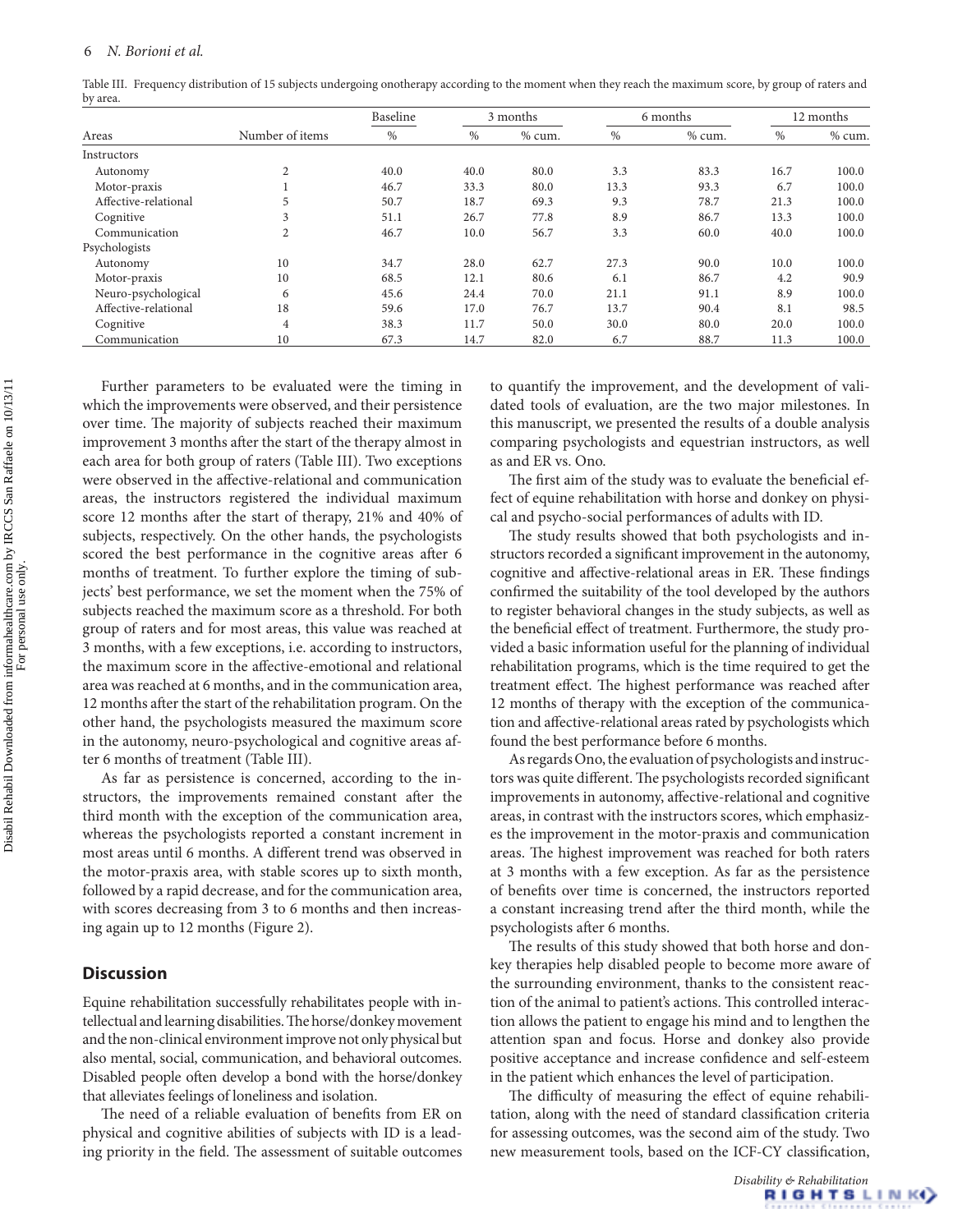Table III. Frequency distribution of 15 subjects undergoing onotherapy according to the moment when they reach the maximum score, by group of raters and by area.

| Areas | Number of items | Baseline | 3 months | | 6 months | | 12 months | |
|---|---|---|---|---|---|---|---|---|
| | | % | % | % cum. | % | % cum. | % | % cum. |
| Instructors | | | | | | | | |
| Autonomy | 2 | 40.0 | 40.0 | 80.0 | 3.3 | 83.3 | 16.7 | 100.0 |
| Motor-praxis | 1 | 46.7 | 33.3 | 80.0 | 13.3 | 93.3 | 6.7 | 100.0 |
| Affective-relational | 5 | 50.7 | 18.7 | 69.3 | 9.3 | 78.7 | 21.3 | 100.0 |
| Cognitive | 3 | 51.1 | 26.7 | 77.8 | 8.9 | 86.7 | 13.3 | 100.0 |
| Communication | 2 | 46.7 | 10.0 | 56.7 | 3.3 | 60.0 | 40.0 | 100.0 |
| Psychologists | | | | | | | | |
| Autonomy | 10 | 34.7 | 28.0 | 62.7 | 27.3 | 90.0 | 10.0 | 100.0 |
| Motor-praxis | 10 | 68.5 | 12.1 | 80.6 | 6.1 | 86.7 | 4.2 | 90.9 |
| Neuro-psychological | 6 | 45.6 | 24.4 | 70.0 | 21.1 | 91.1 | 8.9 | 100.0 |
| Affective-relational | 18 | 59.6 | 17.0 | 76.7 | 13.7 | 90.4 | 8.1 | 98.5 |
| Cognitive | 4 | 38.3 | 11.7 | 50.0 | 30.0 | 80.0 | 20.0 | 100.0 |
| Communication | 10 | 67.3 | 14.7 | 82.0 | 6.7 | 88.7 | 11.3 | 100.0 |

Further parameters to be evaluated were the timing in which the improvements were observed, and their persistence over time. The majority of subjects reached their maximum improvement 3 months after the start of the therapy almost in each area for both group of raters (Table III). Two exceptions were observed in the affective-relational and communication areas, the instructors registered the individual maximum score 12 months after the start of therapy, 21% and 40% of subjects, respectively. On the other hands, the psychologists scored the best performance in the cognitive areas after 6 months of treatment. To further explore the timing of subjects' best performance, we set the moment when the 75% of subjects reached the maximum score as a threshold. For both group of raters and for most areas, this value was reached at 3 months, with a few exceptions, i.e. according to instructors, the maximum score in the affective-emotional and relational area was reached at 6 months, and in the communication area, 12 months after the start of the rehabilitation program. On the other hand, the psychologists measured the maximum score in the autonomy, neuro-psychological and cognitive areas after 6 months of treatment (Table III).

As far as persistence is concerned, according to the instructors, the improvements remained constant after the third month with the exception of the communication area, whereas the psychologists reported a constant increment in most areas until 6 months. A different trend was observed in the motor-praxis area, with stable scores up to sixth month, followed by a rapid decrease, and for the communication area, with scores decreasing from 3 to 6 months and then increasing again up to 12 months (Figure 2).

## Discussion

Equine rehabilitation successfully rehabilitates people with intellectual and learning disabilities. The horse/donkey movement and the non-clinical environment improve not only physical but also mental, social, communication, and behavioral outcomes. Disabled people often develop a bond with the horse/donkey that alleviates feelings of loneliness and isolation.

The need of a reliable evaluation of benefits from ER on physical and cognitive abilities of subjects with ID is a leading priority in the field. The assessment of suitable outcomes to quantify the improvement, and the development of validated tools of evaluation, are the two major milestones. In this manuscript, we presented the results of a double analysis comparing psychologists and equestrian instructors, as well as and ER vs. Ono.

The first aim of the study was to evaluate the beneficial effect of equine rehabilitation with horse and donkey on physical and psycho-social performances of adults with ID.

The study results showed that both psychologists and instructors recorded a significant improvement in the autonomy, cognitive and affective-relational areas in ER. These findings confirmed the suitability of the tool developed by the authors to register behavioral changes in the study subjects, as well as the beneficial effect of treatment. Furthermore, the study provided a basic information useful for the planning of individual rehabilitation programs, which is the time required to get the treatment effect. The highest performance was reached after 12 months of therapy with the exception of the communication and affective-relational areas rated by psychologists which found the best performance before 6 months.

As regards Ono, the evaluation of psychologists and instructors was quite different. The psychologists recorded significant improvements in autonomy, affective-relational and cognitive areas, in contrast with the instructors scores, which emphasizes the improvement in the motor-praxis and communication areas. The highest improvement was reached for both raters at 3 months with a few exception. As far as the persistence of benefits over time is concerned, the instructors reported a constant increasing trend after the third month, while the psychologists after 6 months.

The results of this study showed that both horse and donkey therapies help disabled people to become more aware of the surrounding environment, thanks to the consistent reaction of the animal to patient's actions. This controlled interaction allows the patient to engage his mind and to lengthen the attention span and focus. Horse and donkey also provide positive acceptance and increase confidence and self-esteem in the patient which enhances the level of participation.

The difficulty of measuring the effect of equine rehabilitation, along with the need of standard classification criteria for assessing outcomes, was the second aim of the study. Two new measurement tools, based on the ICF-CY classification,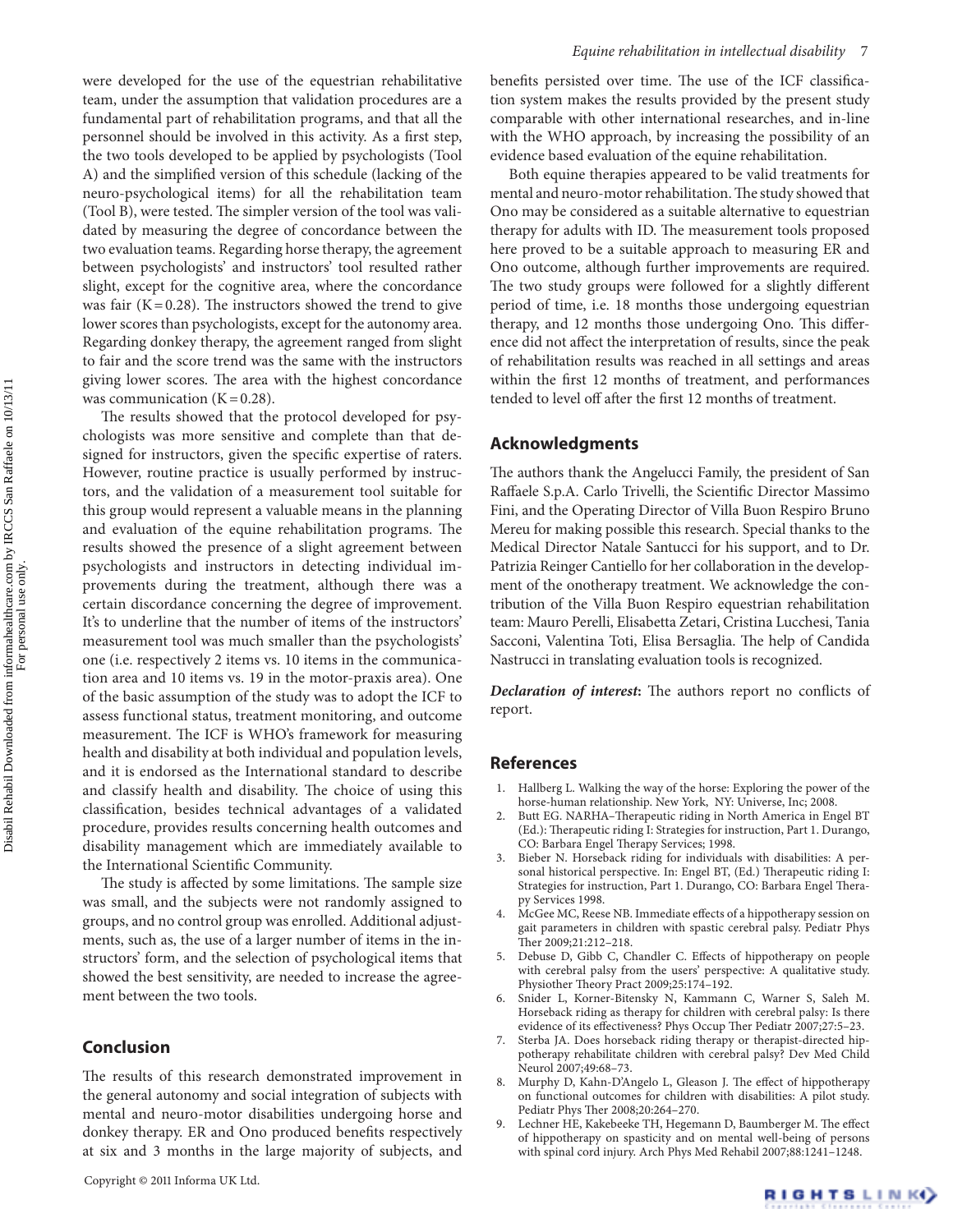were developed for the use of the equestrian rehabilitative team, under the assumption that validation procedures are a fundamental part of rehabilitation programs, and that all the personnel should be involved in this activity. As a first step, the two tools developed to be applied by psychologists (Tool A) and the simplified version of this schedule (lacking of the neuro-psychological items) for all the rehabilitation team (Tool B), were tested. The simpler version of the tool was validated by measuring the degree of concordance between the two evaluation teams. Regarding horse therapy, the agreement between psychologists' and instructors' tool resulted rather slight, except for the cognitive area, where the concordance was fair (K = 0.28). The instructors showed the trend to give lower scores than psychologists, except for the autonomy area. Regarding donkey therapy, the agreement ranged from slight to fair and the score trend was the same with the instructors giving lower scores. The area with the highest concordance was communication (K = 0.28).

The results showed that the protocol developed for psychologists was more sensitive and complete than that designed for instructors, given the specific expertise of raters. However, routine practice is usually performed by instructors, and the validation of a measurement tool suitable for this group would represent a valuable means in the planning and evaluation of the equine rehabilitation programs. The results showed the presence of a slight agreement between psychologists and instructors in detecting individual improvements during the treatment, although there was a certain discordance concerning the degree of improvement. It's to underline that the number of items of the instructors' measurement tool was much smaller than the psychologists' one (i.e. respectively 2 items vs. 10 items in the communication area and 10 items vs. 19 in the motor-praxis area). One of the basic assumption of the study was to adopt the ICF to assess functional status, treatment monitoring, and outcome measurement. The ICF is WHO's framework for measuring health and disability at both individual and population levels, and it is endorsed as the International standard to describe and classify health and disability. The choice of using this classification, besides technical advantages of a validated procedure, provides results concerning health outcomes and disability management which are immediately available to the International Scientific Community.

The study is affected by some limitations. The sample size was small, and the subjects were not randomly assigned to groups, and no control group was enrolled. Additional adjustments, such as, the use of a larger number of items in the instructors' form, and the selection of psychological items that showed the best sensitivity, are needed to increase the agreement between the two tools.

## Conclusion

The results of this research demonstrated improvement in the general autonomy and social integration of subjects with mental and neuro-motor disabilities undergoing horse and donkey therapy. ER and Ono produced benefits respectively at six and 3 months in the large majority of subjects, and benefits persisted over time. The use of the ICF classification system makes the results provided by the present study comparable with other international researches, and in-line with the WHO approach, by increasing the possibility of an evidence based evaluation of the equine rehabilitation.

Both equine therapies appeared to be valid treatments for mental and neuro-motor rehabilitation. The study showed that Ono may be considered as a suitable alternative to equestrian therapy for adults with ID. The measurement tools proposed here proved to be a suitable approach to measuring ER and Ono outcome, although further improvements are required. The two study groups were followed for a slightly different period of time, i.e. 18 months those undergoing equestrian therapy, and 12 months those undergoing Ono. This difference did not affect the interpretation of results, since the peak of rehabilitation results was reached in all settings and areas within the first 12 months of treatment, and performances tended to level off after the first 12 months of treatment.

## Acknowledgments

The authors thank the Angelucci Family, the president of San Raffaele S.p.A. Carlo Trivelli, the Scientific Director Massimo Fini, and the Operating Director of Villa Buon Respiro Bruno Mereu for making possible this research. Special thanks to the Medical Director Natale Santucci for his support, and to Dr. Patrizia Reinger Cantiello for her collaboration in the development of the onotherapy treatment. We acknowledge the contribution of the Villa Buon Respiro equestrian rehabilitation team: Mauro Perelli, Elisabetta Zetari, Cristina Lucchesi, Tania Sacconi, Valentina Toti, Elisa Bersaglia. The help of Candida Nastrucci in translating evaluation tools is recognized.

***Declaration of interest*:** The authors report no conflicts of report.

## References

1. Hallberg L. Walking the way of the horse: Exploring the power of the horse-human relationship. New York, NY: Universe, Inc; 2008.
2. Butt EG. NARHA–Therapeutic riding in North America in Engel BT (Ed.): Therapeutic riding I: Strategies for instruction, Part 1. Durango, CO: Barbara Engel Therapy Services; 1998.
3. Bieber N. Horseback riding for individuals with disabilities: A personal historical perspective. In: Engel BT, (Ed.) Therapeutic riding I: Strategies for instruction, Part 1. Durango, CO: Barbara Engel Therapy Services 1998.
4. McGee MC, Reese NB. Immediate effects of a hippotherapy session on gait parameters in children with spastic cerebral palsy. Pediatr Phys Ther 2009;21:212–218.
5. Debuse D, Gibb C, Chandler C. Effects of hippotherapy on people with cerebral palsy from the users' perspective: A qualitative study. Physiother Theory Pract 2009;25:174–192.
6. Snider L, Korner-Bitensky N, Kammann C, Warner S, Saleh M. Horseback riding as therapy for children with cerebral palsy: Is there evidence of its effectiveness? Phys Occup Ther Pediatr 2007;27:5–23.
7. Sterba JA. Does horseback riding therapy or therapist-directed hippotherapy rehabilitate children with cerebral palsy? Dev Med Child Neurol 2007;49:68–73.
8. Murphy D, Kahn-D'Angelo L, Gleason J. The effect of hippotherapy on functional outcomes for children with disabilities: A pilot study. Pediatr Phys Ther 2008;20:264–270.
9. Lechner HE, Kakebeeke TH, Hegemann D, Baumberger M. The effect of hippotherapy on spasticity and on mental well-being of persons with spinal cord injury. Arch Phys Med Rehabil 2007;88:1241–1248.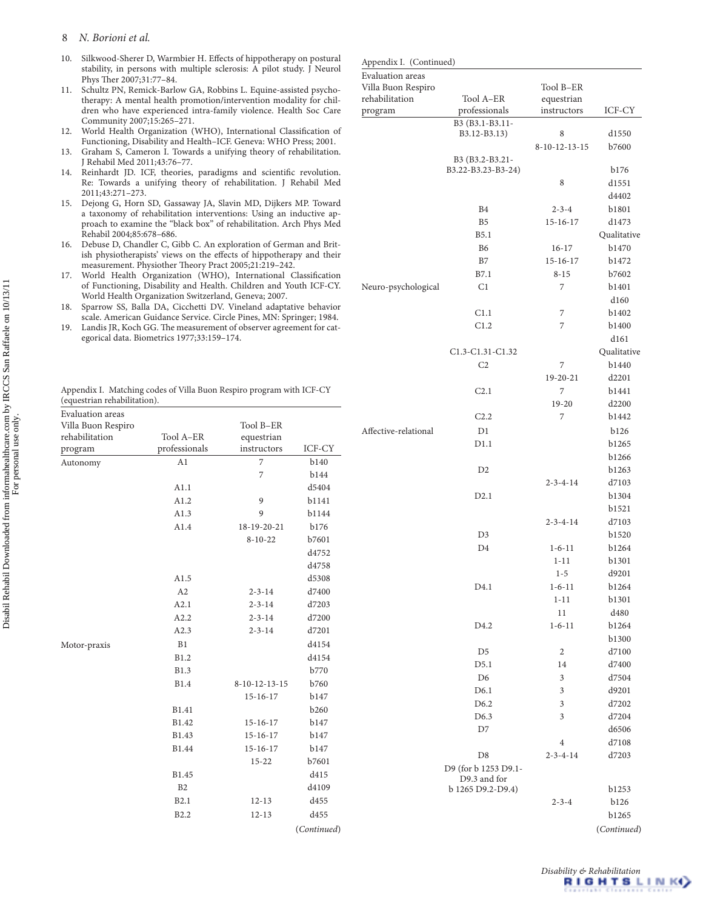10. Silkwood-Sherer D, Warmbier H. Effects of hippotherapy on postural stability, in persons with multiple sclerosis: A pilot study. J Neurol Phys Ther 2007;31:77–84.
11. Schultz PN, Remick-Barlow GA, Robbins L. Equine-assisted psychotherapy: A mental health promotion/intervention modality for children who have experienced intra-family violence. Health Soc Care Community 2007;15:265–271.
12. World Health Organization (WHO), International Classification of Functioning, Disability and Health–ICF. Geneva: WHO Press; 2001.
13. Graham S, Cameron I. Towards a unifying theory of rehabilitation. J Rehabil Med 2011;43:76–77.
14. Reinhardt JD. ICF, theories, paradigms and scientific revolution. Re: Towards a unifying theory of rehabilitation. J Rehabil Med 2011;43:271–273.
15. Dejong G, Horn SD, Gassaway JA, Slavin MD, Dijkers MP. Toward a taxonomy of rehabilitation interventions: Using an inductive approach to examine the "black box" of rehabilitation. Arch Phys Med Rehabil 2004;85:678–686.
16. Debuse D, Chandler C, Gibb C. An exploration of German and British physiotherapists' views on the effects of hippotherapy and their measurement. Physiother Theory Pract 2005;21:219–242.
17. World Health Organization (WHO), International Classification of Functioning, Disability and Health. Children and Youth ICF-CY. World Health Organization Switzerland, Geneva; 2007.
18. Sparrow SS, Balla DA, Cicchetti DV. Vineland adaptative behavior scale. American Guidance Service. Circle Pines, MN: Springer; 1984.
19. Landis JR, Koch GG. The measurement of observer agreement for categorical data. Biometrics 1977;33:159–174.

Appendix I. Matching codes of Villa Buon Respiro program with ICF-CY (equestrian rehabilitation).

| Evaluation areas Villa Buon Respiro rehabilitation program | Tool A–ER professionals | Tool B–ER equestrian instructors | ICF-CY |
|---|---|---|---|
| Autonomy | A1 | 7 | b140 |
| | | 7 | b144 |
| | A1.1 | | d5404 |
| | A1.2 | 9 | b1141 |
| | A1.3 | 9 | b1144 |
| | A1.4 | 18-19-20-21 | b176 |
| | | 8-10-22 | b7601 |
| | | | d4752 |
| | | | d4758 |
| | A1.5 | | d5308 |
| | A2 | 2-3-14 | d7400 |
| | A2.1 | 2-3-14 | d7203 |
| | A2.2 | 2-3-14 | d7200 |
| | A2.3 | 2-3-14 | d7201 |
| Motor-praxis | B1 | | d4154 |
| | B1.2 | | d4154 |
| | B1.3 | | b770 |
| | B1.4 | 8-10-12-13-15 | b760 |
| | | 15-16-17 | b147 |
| | B1.41 | | b260 |
| | B1.42 | 15-16-17 | b147 |
| | B1.43 | 15-16-17 | b147 |
| | B1.44 | 15-16-17 | b147 |
| | | 15-22 | b7601 |
| | B1.45 | | d415 |
| | B2 | | d4109 |
| | B2.1 | 12-13 | d455 |
| | B2.2 | 12-13 | d455 |
| | B3 (B3.1-B3.11-B3.12-B3.13) | 8 | d1550 |
| | | 8-10-12-13-15 | b7600 |
| | B3 (B3.2-B3.21-B3.22-B3.23-B3-24) | | b176 |
| | | 8 | d1551 |
| | | | d4402 |
| | B4 | 2-3-4 | b1801 |
| | B5 | 15-16-17 | d1473 |
| | B5.1 | | Qualitative |
| | B6 | 16-17 | b1470 |
| | B7 | 15-16-17 | b1472 |
| | B7.1 | 8-15 | b7602 |
| Neuro-psychological | C1 | 7 | b1401 |
| | | | d160 |
| | C1.1 | 7 | b1402 |
| | C1.2 | 7 | b1400 |
| | | | d161 |
| | C1.3-C1.31-C1.32 | | Qualitative |
| | C2 | 7 | b1440 |
| | | 19-20-21 | d2201 |
| | C2.1 | 7 | b1441 |
| | | 19-20 | d2200 |
| | C2.2 | 7 | b1442 |
| Affective-relational | D1 | | b126 |
| | D1.1 | | b1265 |
| | | | b1266 |
| | D2 | | b1263 |
| | | 2-3-4-14 | d7103 |
| | D2.1 | | b1304 |
| | | | b1521 |
| | | 2-3-4-14 | d7103 |
| | D3 | | b1520 |
| | D4 | 1-6-11 | b1264 |
| | | 1-11 | b1301 |
| | | 1-5 | d9201 |
| | D4.1 | 1-6-11 | b1264 |
| | | 1-11 | b1301 |
| | | 11 | d480 |
| | D4.2 | 1-6-11 | b1264 |
| | | | b1300 |
| | D5 | 2 | d7100 |
| | D5.1 | 14 | d7400 |
| | D6 | 3 | d7504 |
| | D6.1 | 3 | d9201 |
| | D6.2 | 3 | d7202 |
| | D6.3 | 3 | d7204 |
| | D7 | | d6506 |
| | | 4 | d7108 |
| | D8 | 2-3-4-14 | d7203 |
| | D9 (for b 1253 D9.1-D9.3 and for b 1265 D9.2-D9.4) | | b1253 |
| | | 2-3-4 | b126 |
| | | | b1265 |

(*Continued*)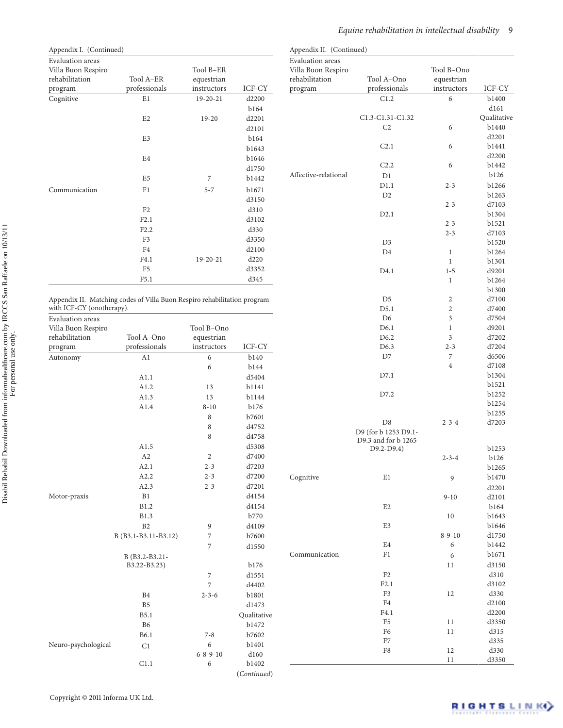Appendix I. (Continued)

| Evaluation areas Villa Buon Respiro rehabilitation program | Tool A–ER professionals | Tool B–ER equestrian instructors | ICF-CY |
|---|---|---|---|
| Cognitive | E1 | 19-20-21 | d2200 |
| | | | b164 |
| | E2 | 19-20 | d2201 |
| | | | d2101 |
| | E3 | | b164 |
| | | | b1643 |
| | E4 | | b1646 |
| | | | d1750 |
| | E5 | 7 | b1442 |
| Communication | F1 | 5-7 | b1671 |
| | | | d3150 |
| | F2 | | d310 |
| | F2.1 | | d3102 |
| | F2.2 | | d330 |
| | F3 | | d3350 |
| | F4 | | d2100 |
| | F4.1 | 19-20-21 | d220 |
| | F5 | | d3352 |
| | F5.1 | | d345 |

Appendix II. Matching codes of Villa Buon Respiro rehabilitation program with ICF-CY (onotherapy).

| Evaluation areas Villa Buon Respiro rehabilitation program | Tool A–Ono professionals | Tool B–Ono equestrian instructors | ICF-CY |
|---|---|---|---|
| Autonomy | A1 | 6 | b140 |
| | | 6 | b144 |
| | A1.1 | | d5404 |
| | A1.2 | 13 | b1141 |
| | A1.3 | 13 | b1144 |
| | A1.4 | 8-10 | b176 |
| | | 8 | b7601 |
| | | 8 | d4752 |
| | | 8 | d4758 |
| | A1.5 | | d5308 |
| | A2 | 2 | d7400 |
| | A2.1 | 2-3 | d7203 |
| | A2.2 | 2-3 | d7200 |
| | A2.3 | 2-3 | d7201 |
| Motor-praxis | B1 | | d4154 |
| | B1.2 | | d4154 |
| | B1.3 | | b770 |
| | B2 | 9 | d4109 |
| | B (B3.1-B3.11-B3.12) | 7 | b7600 |
| | | 7 | d1550 |
| | B (B3.2-B3.21-B3.22-B3.23) | | b176 |
| | | 7 | d1551 |
| | | 7 | d4402 |
| | B4 | 2-3-6 | b1801 |
| | B5 | | d1473 |
| | B5.1 | | Qualitative |
| | B6 | | b1472 |
| | B6.1 | 7-8 | b7602 |
| Neuro-psychological | C1 | 6 | b1401 |
| | | 6-8-9-10 | d160 |
| | C1.1 | 6 | b1402 |
| | C1.2 | 6 | b1400 |
| | | | d161 |
| | C1.3-C1.31-C1.32 | | Qualitative |
| | C2 | 6 | b1440 |
| | | | d2201 |
| | C2.1 | 6 | b1441 |
| | | | d2200 |
| | C2.2 | 6 | b1442 |
| Affective-relational | D1 | | b126 |
| | D1.1 | 2-3 | b1266 |
| | D2 | | b1263 |
| | | 2-3 | d7103 |
| | D2.1 | | b1304 |
| | | 2-3 | b1521 |
| | | 2-3 | d7103 |
| | D3 | | b1520 |
| | D4 | 1 | b1264 |
| | | 1 | b1301 |
| | D4.1 | 1-5 | d9201 |
| | | 1 | b1264 |
| | | | b1300 |
| | D5 | 2 | d7100 |
| | D5.1 | 2 | d7400 |
| | D6 | 3 | d7504 |
| | D6.1 | 1 | d9201 |
| | D6.2 | 3 | d7202 |
| | D6.3 | 2-3 | d7204 |
| | D7 | 7 | d6506 |
| | | 4 | d7108 |
| | D7.1 | | b1304 |
| | | | b1521 |
| | D7.2 | | b1252 |
| | | | b1254 |
| | | | b1255 |
| | D8 | 2-3-4 | d7203 |
| | D9 (for b 1253 D9.1-D9.3 and for b 1265 D9.2-D9.4) | | b1253 |
| | | 2-3-4 | b126 |
| | | | b1265 |
| Cognitive | E1 | 9 | b1470 |
| | | | d2201 |
| | | 9-10 | d2101 |
| | E2 | | b164 |
| | | 10 | b1643 |
| | E3 | | b1646 |
| | | 8-9-10 | d1750 |
| | E4 | 6 | b1442 |
| Communication | F1 | 6 | b1671 |
| | | 11 | d3150 |
| | F2 | | d310 |
| | F2.1 | | d3102 |
| | F3 | 12 | d330 |
| | F4 | | d2100 |
| | F4.1 | | d2200 |
| | F5 | 11 | d3350 |
| | F6 | 11 | d315 |
| | F7 | | d335 |
| | F8 | 12 | d330 |
| | | 11 | d3350 |

Copyright © 2011 Informa UK Ltd.